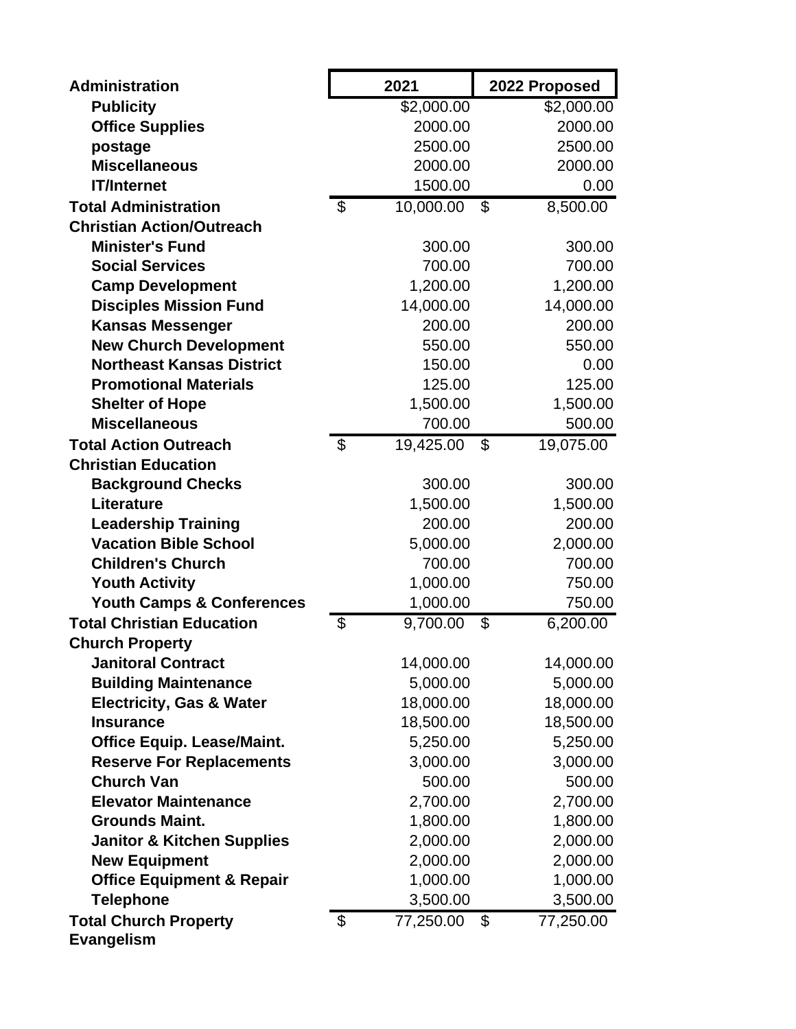| Administration | 2021 | 2022 Proposed |
|---|---|---|
| **Publicity** | $2,000.00 | $2,000.00 |
| **Office Supplies** | 2000.00 | 2000.00 |
| **postage** | 2500.00 | 2500.00 |
| **Miscellaneous** | 2000.00 | 2000.00 |
| **IT/Internet** | 1500.00 | 0.00 |
| **Total Administration** | $ 10,000.00 | $ 8,500.00 |
| **Christian Action/Outreach** | | |
| **Minister's Fund** | 300.00 | 300.00 |
| **Social Services** | 700.00 | 700.00 |
| **Camp Development** | 1,200.00 | 1,200.00 |
| **Disciples Mission Fund** | 14,000.00 | 14,000.00 |
| **Kansas Messenger** | 200.00 | 200.00 |
| **New Church Development** | 550.00 | 550.00 |
| **Northeast Kansas District** | 150.00 | 0.00 |
| **Promotional Materials** | 125.00 | 125.00 |
| **Shelter of Hope** | 1,500.00 | 1,500.00 |
| **Miscellaneous** | 700.00 | 500.00 |
| **Total Action Outreach** | $ 19,425.00 | $ 19,075.00 |
| **Christian Education** | | |
| **Background Checks** | 300.00 | 300.00 |
| **Literature** | 1,500.00 | 1,500.00 |
| **Leadership Training** | 200.00 | 200.00 |
| **Vacation Bible School** | 5,000.00 | 2,000.00 |
| **Children's Church** | 700.00 | 700.00 |
| **Youth Activity** | 1,000.00 | 750.00 |
| **Youth Camps & Conferences** | 1,000.00 | 750.00 |
| **Total Christian Education** | $ 9,700.00 | $ 6,200.00 |
| **Church Property** | | |
| **Janitoral Contract** | 14,000.00 | 14,000.00 |
| **Building Maintenance** | 5,000.00 | 5,000.00 |
| **Electricity, Gas & Water** | 18,000.00 | 18,000.00 |
| **Insurance** | 18,500.00 | 18,500.00 |
| **Office Equip. Lease/Maint.** | 5,250.00 | 5,250.00 |
| **Reserve For Replacements** | 3,000.00 | 3,000.00 |
| **Church Van** | 500.00 | 500.00 |
| **Elevator Maintenance** | 2,700.00 | 2,700.00 |
| **Grounds Maint.** | 1,800.00 | 1,800.00 |
| **Janitor & Kitchen Supplies** | 2,000.00 | 2,000.00 |
| **New Equipment** | 2,000.00 | 2,000.00 |
| **Office Equipment & Repair** | 1,000.00 | 1,000.00 |
| **Telephone** | 3,500.00 | 3,500.00 |
| **Total Church Property** | $ 77,250.00 | $ 77,250.00 |
| **Evangelism** | | |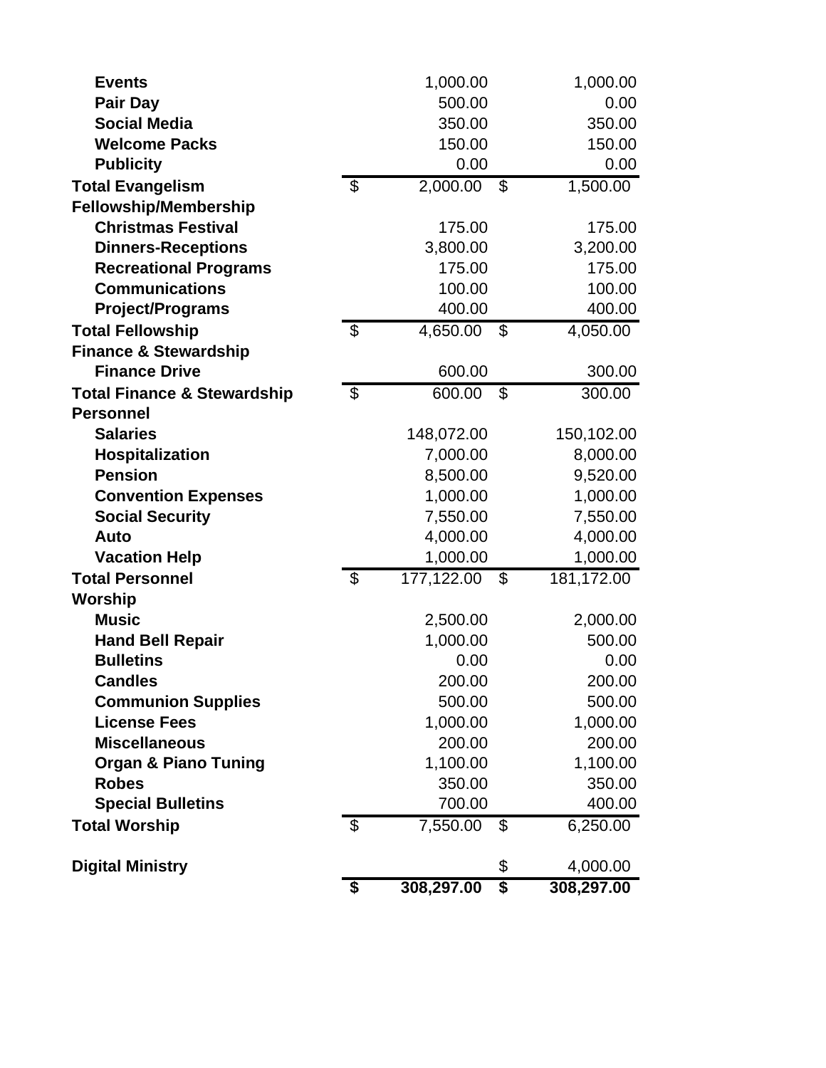| | | |
|---|---|---|
| **Events** | 1,000.00 | 1,000.00 |
| **Pair Day** | 500.00 | 0.00 |
| **Social Media** | 350.00 | 350.00 |
| **Welcome Packs** | 150.00 | 150.00 |
| **Publicity** | 0.00 | 0.00 |
| **Total Evangelism** | $ 2,000.00 | $ 1,500.00 |
| **Fellowship/Membership** | | |
| **Christmas Festival** | 175.00 | 175.00 |
| **Dinners-Receptions** | 3,800.00 | 3,200.00 |
| **Recreational Programs** | 175.00 | 175.00 |
| **Communications** | 100.00 | 100.00 |
| **Project/Programs** | 400.00 | 400.00 |
| **Total Fellowship** | $ 4,650.00 | $ 4,050.00 |
| **Finance & Stewardship** | | |
| **Finance Drive** | 600.00 | 300.00 |
| **Total Finance & Stewardship** | $ 600.00 | $ 300.00 |
| **Personnel** | | |
| **Salaries** | 148,072.00 | 150,102.00 |
| **Hospitalization** | 7,000.00 | 8,000.00 |
| **Pension** | 8,500.00 | 9,520.00 |
| **Convention Expenses** | 1,000.00 | 1,000.00 |
| **Social Security** | 7,550.00 | 7,550.00 |
| **Auto** | 4,000.00 | 4,000.00 |
| **Vacation Help** | 1,000.00 | 1,000.00 |
| **Total Personnel** | $ 177,122.00 | $ 181,172.00 |
| **Worship** | | |
| **Music** | 2,500.00 | 2,000.00 |
| **Hand Bell Repair** | 1,000.00 | 500.00 |
| **Bulletins** | 0.00 | 0.00 |
| **Candles** | 200.00 | 200.00 |
| **Communion Supplies** | 500.00 | 500.00 |
| **License Fees** | 1,000.00 | 1,000.00 |
| **Miscellaneous** | 200.00 | 200.00 |
| **Organ & Piano Tuning** | 1,100.00 | 1,100.00 |
| **Robes** | 350.00 | 350.00 |
| **Special Bulletins** | 700.00 | 400.00 |
| **Total Worship** | $ 7,550.00 | $ 6,250.00 |
| | | |
| **Digital Ministry** | | $ 4,000.00 |
| | **$ 308,297.00** | **$ 308,297.00** |